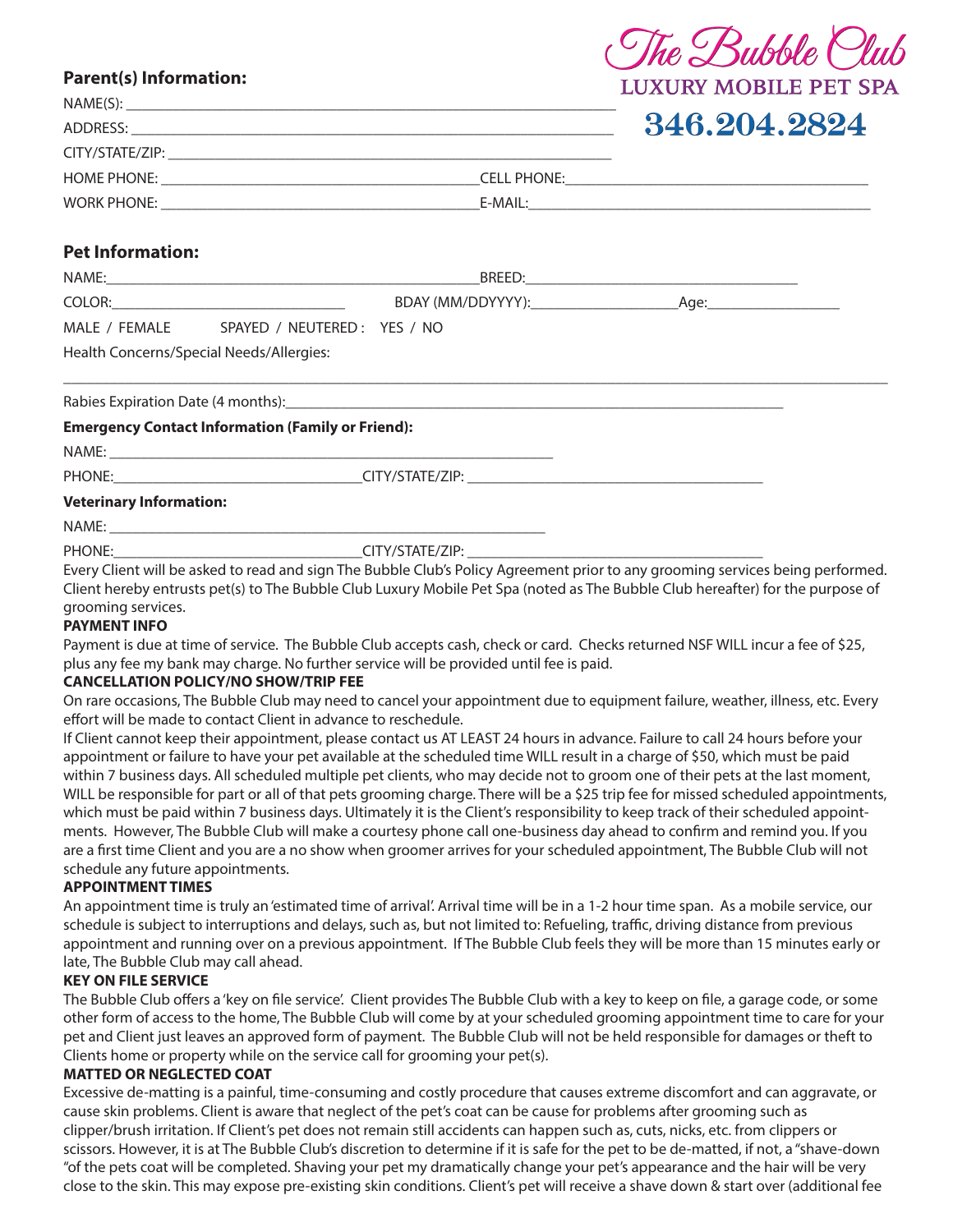# The Bubble Club

LUXURY MOBILE PET SPA

346.204.2824

## Parent(s) Information:

NAME(S): ___________________________________________

ADDRESS: ___________________________________________

CITY/STATE/ZIP: ___________________________________________

HOME PHONE: ______________________ CELL PHONE: ______________________

WORK PHONE: ______________________ E-MAIL: ______________________

## Pet Information:

NAME: ______________________ BREED: ______________________

COLOR: ______________ BDAY (MM/DDYYYY): ______________ Age: __________

MALE / FEMALE SPAYED / NEUTERED : YES / NO

Health Concerns/Special Needs/Allergies:

___________________________________________

Rabies Expiration Date (4 months): ___________________________________________

**Emergency Contact Information (Family or Friend):**

NAME: ___________________________________________

PHONE: ______________________ CITY/STATE/ZIP: ______________________

**Veterinary Information:**

NAME: ___________________________________________

PHONE: ______________________ CITY/STATE/ZIP: ______________________

Every Client will be asked to read and sign The Bubble Club's Policy Agreement prior to any grooming services being performed. Client hereby entrusts pet(s) to The Bubble Club Luxury Mobile Pet Spa (noted as The Bubble Club hereafter) for the purpose of grooming services.

**PAYMENT INFO**

Payment is due at time of service. The Bubble Club accepts cash, check or card. Checks returned NSF WILL incur a fee of $25, plus any fee my bank may charge. No further service will be provided until fee is paid.

**CANCELLATION POLICY/NO SHOW/TRIP FEE**

On rare occasions, The Bubble Club may need to cancel your appointment due to equipment failure, weather, illness, etc. Every effort will be made to contact Client in advance to reschedule.

If Client cannot keep their appointment, please contact us AT LEAST 24 hours in advance. Failure to call 24 hours before your appointment or failure to have your pet available at the scheduled time WILL result in a charge of $50, which must be paid within 7 business days. All scheduled multiple pet clients, who may decide not to groom one of their pets at the last moment, WILL be responsible for part or all of that pets grooming charge. There will be a $25 trip fee for missed scheduled appointments, which must be paid within 7 business days. Ultimately it is the Client's responsibility to keep track of their scheduled appointments. However, The Bubble Club will make a courtesy phone call one-business day ahead to confirm and remind you. If you are a first time Client and you are a no show when groomer arrives for your scheduled appointment, The Bubble Club will not schedule any future appointments.

**APPOINTMENT TIMES**

An appointment time is truly an 'estimated time of arrival'. Arrival time will be in a 1-2 hour time span. As a mobile service, our schedule is subject to interruptions and delays, such as, but not limited to: Refueling, traffic, driving distance from previous appointment and running over on a previous appointment. If The Bubble Club feels they will be more than 15 minutes early or late, The Bubble Club may call ahead.

**KEY ON FILE SERVICE**

The Bubble Club offers a 'key on file service'. Client provides The Bubble Club with a key to keep on file, a garage code, or some other form of access to the home, The Bubble Club will come by at your scheduled grooming appointment time to care for your pet and Client just leaves an approved form of payment. The Bubble Club will not be held responsible for damages or theft to Clients home or property while on the service call for grooming your pet(s).

**MATTED OR NEGLECTED COAT**

Excessive de-matting is a painful, time-consuming and costly procedure that causes extreme discomfort and can aggravate, or cause skin problems. Client is aware that neglect of the pet's coat can be cause for problems after grooming such as clipper/brush irritation. If Client's pet does not remain still accidents can happen such as, cuts, nicks, etc. from clippers or scissors. However, it is at The Bubble Club's discretion to determine if it is safe for the pet to be de-matted, if not, a "shave-down "of the pets coat will be completed. Shaving your pet my dramatically change your pet's appearance and the hair will be very close to the skin. This may expose pre-existing skin conditions. Client's pet will receive a shave down & start over (additional fee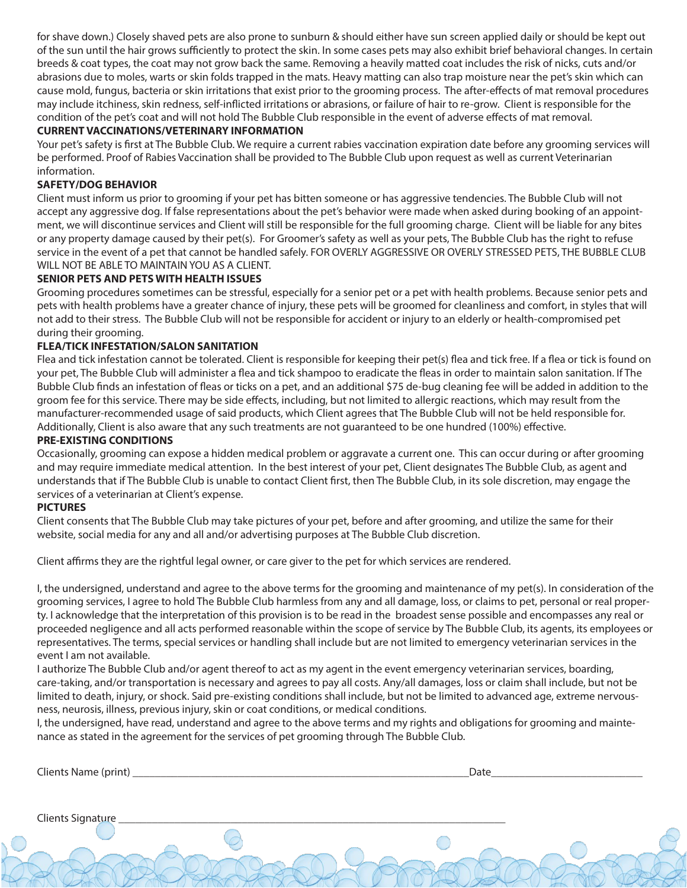for shave down.) Closely shaved pets are also prone to sunburn & should either have sun screen applied daily or should be kept out of the sun until the hair grows sufficiently to protect the skin. In some cases pets may also exhibit brief behavioral changes. In certain breeds & coat types, the coat may not grow back the same. Removing a heavily matted coat includes the risk of nicks, cuts and/or abrasions due to moles, warts or skin folds trapped in the mats. Heavy matting can also trap moisture near the pet's skin which can cause mold, fungus, bacteria or skin irritations that exist prior to the grooming process. The after-effects of mat removal procedures may include itchiness, skin redness, self-inflicted irritations or abrasions, or failure of hair to re-grow. Client is responsible for the condition of the pet's coat and will not hold The Bubble Club responsible in the event of adverse effects of mat removal.

**CURRENT VACCINATIONS/VETERINARY INFORMATION**

Your pet's safety is first at The Bubble Club. We require a current rabies vaccination expiration date before any grooming services will be performed. Proof of Rabies Vaccination shall be provided to The Bubble Club upon request as well as current Veterinarian information.

**SAFETY/DOG BEHAVIOR**

Client must inform us prior to grooming if your pet has bitten someone or has aggressive tendencies. The Bubble Club will not accept any aggressive dog. If false representations about the pet's behavior were made when asked during booking of an appointment, we will discontinue services and Client will still be responsible for the full grooming charge. Client will be liable for any bites or any property damage caused by their pet(s). For Groomer's safety as well as your pets, The Bubble Club has the right to refuse service in the event of a pet that cannot be handled safely. FOR OVERLY AGGRESSIVE OR OVERLY STRESSED PETS, THE BUBBLE CLUB WILL NOT BE ABLE TO MAINTAIN YOU AS A CLIENT.

**SENIOR PETS AND PETS WITH HEALTH ISSUES**

Grooming procedures sometimes can be stressful, especially for a senior pet or a pet with health problems. Because senior pets and pets with health problems have a greater chance of injury, these pets will be groomed for cleanliness and comfort, in styles that will not add to their stress. The Bubble Club will not be responsible for accident or injury to an elderly or health-compromised pet during their grooming.

**FLEA/TICK INFESTATION/SALON SANITATION**

Flea and tick infestation cannot be tolerated. Client is responsible for keeping their pet(s) flea and tick free. If a flea or tick is found on your pet, The Bubble Club will administer a flea and tick shampoo to eradicate the fleas in order to maintain salon sanitation. If The Bubble Club finds an infestation of fleas or ticks on a pet, and an additional $75 de-bug cleaning fee will be added in addition to the groom fee for this service. There may be side effects, including, but not limited to allergic reactions, which may result from the manufacturer-recommended usage of said products, which Client agrees that The Bubble Club will not be held responsible for. Additionally, Client is also aware that any such treatments are not guaranteed to be one hundred (100%) effective.

**PRE-EXISTING CONDITIONS**

Occasionally, grooming can expose a hidden medical problem or aggravate a current one. This can occur during or after grooming and may require immediate medical attention. In the best interest of your pet, Client designates The Bubble Club, as agent and understands that if The Bubble Club is unable to contact Client first, then The Bubble Club, in its sole discretion, may engage the services of a veterinarian at Client's expense.

**PICTURES**

Client consents that The Bubble Club may take pictures of your pet, before and after grooming, and utilize the same for their website, social media for any and all and/or advertising purposes at The Bubble Club discretion.

Client affirms they are the rightful legal owner, or care giver to the pet for which services are rendered.

I, the undersigned, understand and agree to the above terms for the grooming and maintenance of my pet(s). In consideration of the grooming services, I agree to hold The Bubble Club harmless from any and all damage, loss, or claims to pet, personal or real property. I acknowledge that the interpretation of this provision is to be read in the broadest sense possible and encompasses any real or proceeded negligence and all acts performed reasonable within the scope of service by The Bubble Club, its agents, its employees or representatives. The terms, special services or handling shall include but are not limited to emergency veterinarian services in the event I am not available.

I authorize The Bubble Club and/or agent thereof to act as my agent in the event emergency veterinarian services, boarding, care-taking, and/or transportation is necessary and agrees to pay all costs. Any/all damages, loss or claim shall include, but not be limited to death, injury, or shock. Said pre-existing conditions shall include, but not be limited to advanced age, extreme nervousness, neurosis, illness, previous injury, skin or coat conditions, or medical conditions.

I, the undersigned, have read, understand and agree to the above terms and my rights and obligations for grooming and maintenance as stated in the agreement for the services of pet grooming through The Bubble Club.

Clients Name (print) ______________________________________________ Date ______________________

Clients Signature ______________________________________________________